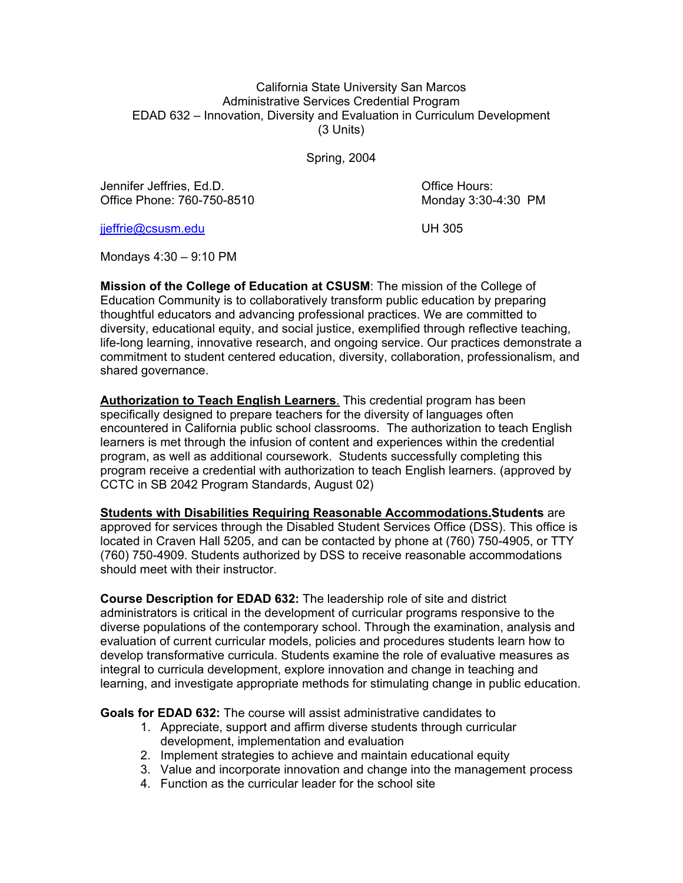California State University San Marcos
Administrative Services Credential Program
EDAD 632 – Innovation, Diversity and Evaluation in Curriculum Development
(3 Units)

Spring, 2004

Jennifer Jeffries, Ed.D.
Office Phone: 760-750-8510

jjeffrie@csusm.edu

Mondays 4:30 – 9:10 PM

Office Hours:
Monday 3:30-4:30 PM

UH 305

**Mission of the College of Education at CSUSM**: The mission of the College of Education Community is to collaboratively transform public education by preparing thoughtful educators and advancing professional practices. We are committed to diversity, educational equity, and social justice, exemplified through reflective teaching, life-long learning, innovative research, and ongoing service. Our practices demonstrate a commitment to student centered education, diversity, collaboration, professionalism, and shared governance.

**Authorization to Teach English Learners**. This credential program has been specifically designed to prepare teachers for the diversity of languages often encountered in California public school classrooms. The authorization to teach English learners is met through the infusion of content and experiences within the credential program, as well as additional coursework. Students successfully completing this program receive a credential with authorization to teach English learners. (approved by CCTC in SB 2042 Program Standards, August 02)

**Students with Disabilities Requiring Reasonable Accommodations.Students** are approved for services through the Disabled Student Services Office (DSS). This office is located in Craven Hall 5205, and can be contacted by phone at (760) 750-4905, or TTY (760) 750-4909. Students authorized by DSS to receive reasonable accommodations should meet with their instructor.

**Course Description for EDAD 632:** The leadership role of site and district administrators is critical in the development of curricular programs responsive to the diverse populations of the contemporary school. Through the examination, analysis and evaluation of current curricular models, policies and procedures students learn how to develop transformative curricula. Students examine the role of evaluative measures as integral to curricula development, explore innovation and change in teaching and learning, and investigate appropriate methods for stimulating change in public education.

**Goals for EDAD 632:** The course will assist administrative candidates to

1. Appreciate, support and affirm diverse students through curricular development, implementation and evaluation
2. Implement strategies to achieve and maintain educational equity
3. Value and incorporate innovation and change into the management process
4. Function as the curricular leader for the school site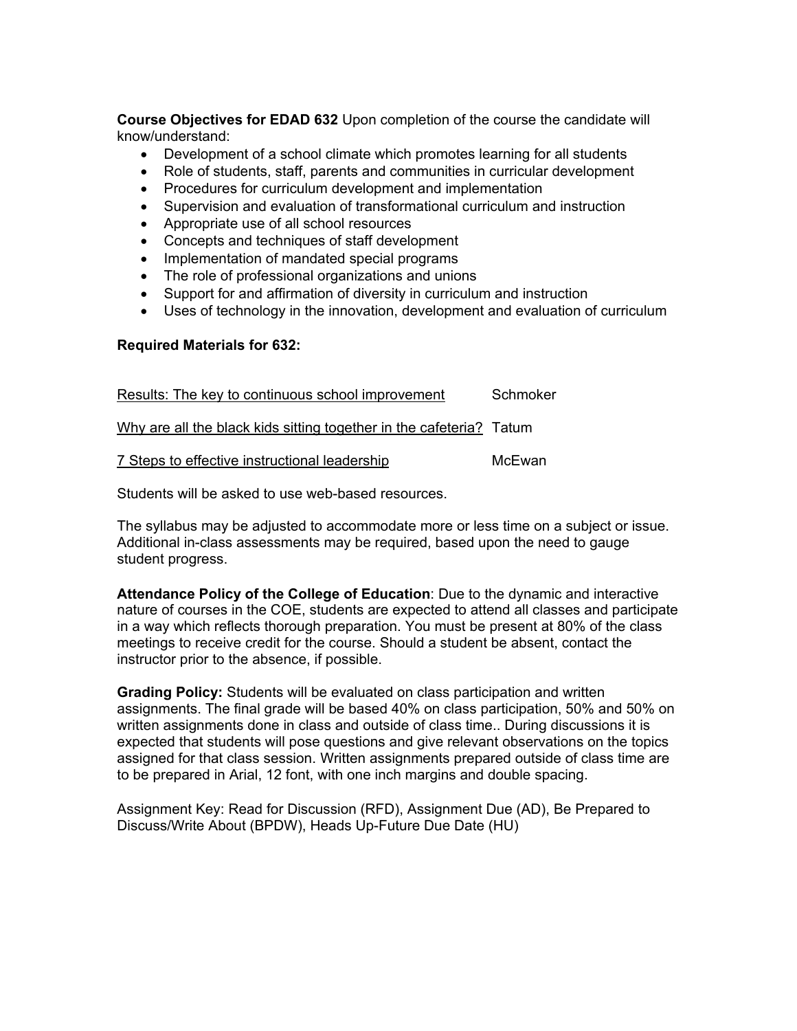**Course Objectives for EDAD 632** Upon completion of the course the candidate will know/understand:

- Development of a school climate which promotes learning for all students
- Role of students, staff, parents and communities in curricular development
- Procedures for curriculum development and implementation
- Supervision and evaluation of transformational curriculum and instruction
- Appropriate use of all school resources
- Concepts and techniques of staff development
- Implementation of mandated special programs
- The role of professional organizations and unions
- Support for and affirmation of diversity in curriculum and instruction
- Uses of technology in the innovation, development and evaluation of curriculum

**Required Materials for 632:**

Results: The key to continuous school improvement    Schmoker

Why are all the black kids sitting together in the cafeteria?  Tatum

7 Steps to effective instructional leadership    McEwan

Students will be asked to use web-based resources.

The syllabus may be adjusted to accommodate more or less time on a subject or issue. Additional in-class assessments may be required, based upon the need to gauge student progress.

**Attendance Policy of the College of Education**: Due to the dynamic and interactive nature of courses in the COE, students are expected to attend all classes and participate in a way which reflects thorough preparation. You must be present at 80% of the class meetings to receive credit for the course. Should a student be absent, contact the instructor prior to the absence, if possible.

**Grading Policy:** Students will be evaluated on class participation and written assignments. The final grade will be based 40% on class participation, 50% and 50% on written assignments done in class and outside of class time.. During discussions it is expected that students will pose questions and give relevant observations on the topics assigned for that class session. Written assignments prepared outside of class time are to be prepared in Arial, 12 font, with one inch margins and double spacing.

Assignment Key: Read for Discussion (RFD), Assignment Due (AD), Be Prepared to Discuss/Write About (BPDW), Heads Up-Future Due Date (HU)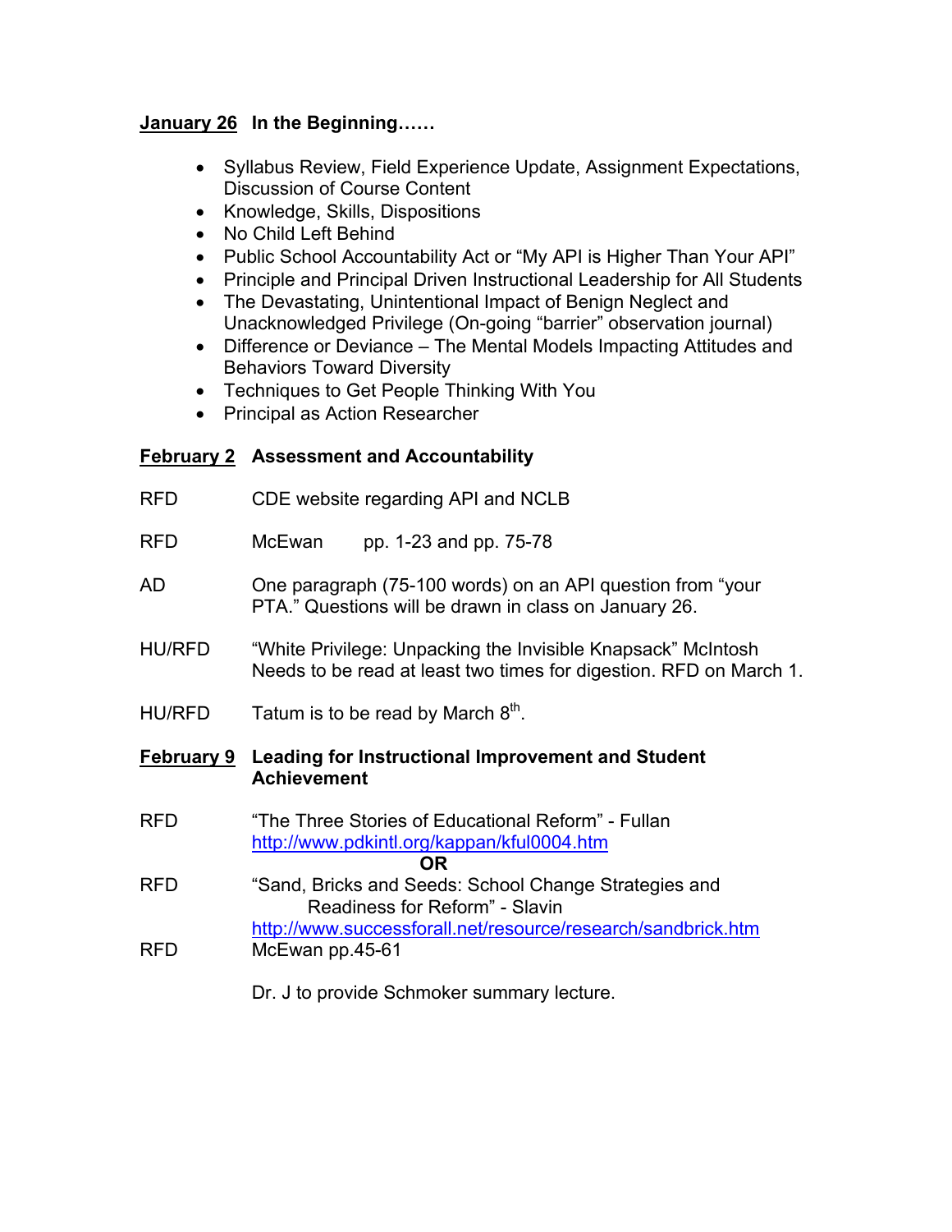**<u>January 26</u> In the Beginning……**

- Syllabus Review, Field Experience Update, Assignment Expectations, Discussion of Course Content
- Knowledge, Skills, Dispositions
- No Child Left Behind
- Public School Accountability Act or "My API is Higher Than Your API"
- Principle and Principal Driven Instructional Leadership for All Students
- The Devastating, Unintentional Impact of Benign Neglect and Unacknowledged Privilege (On-going "barrier" observation journal)
- Difference or Deviance – The Mental Models Impacting Attitudes and Behaviors Toward Diversity
- Techniques to Get People Thinking With You
- Principal as Action Researcher

**<u>February 2</u> Assessment and Accountability**

RFD CDE website regarding API and NCLB

RFD McEwan pp. 1-23 and pp. 75-78

AD One paragraph (75-100 words) on an API question from "your PTA." Questions will be drawn in class on January 26.

HU/RFD "White Privilege: Unpacking the Invisible Knapsack" McIntosh
Needs to be read at least two times for digestion. RFD on March 1.

HU/RFD Tatum is to be read by March 8th.

**<u>February 9</u> Leading for Instructional Improvement and Student Achievement**

RFD "The Three Stories of Educational Reform" - Fullan
http://www.pdkintl.org/kappan/kful0004.htm

**OR**

RFD "Sand, Bricks and Seeds: School Change Strategies and Readiness for Reform" - Slavin
http://www.successforall.net/resource/research/sandbrick.htm

RFD McEwan pp.45-61

Dr. J to provide Schmoker summary lecture.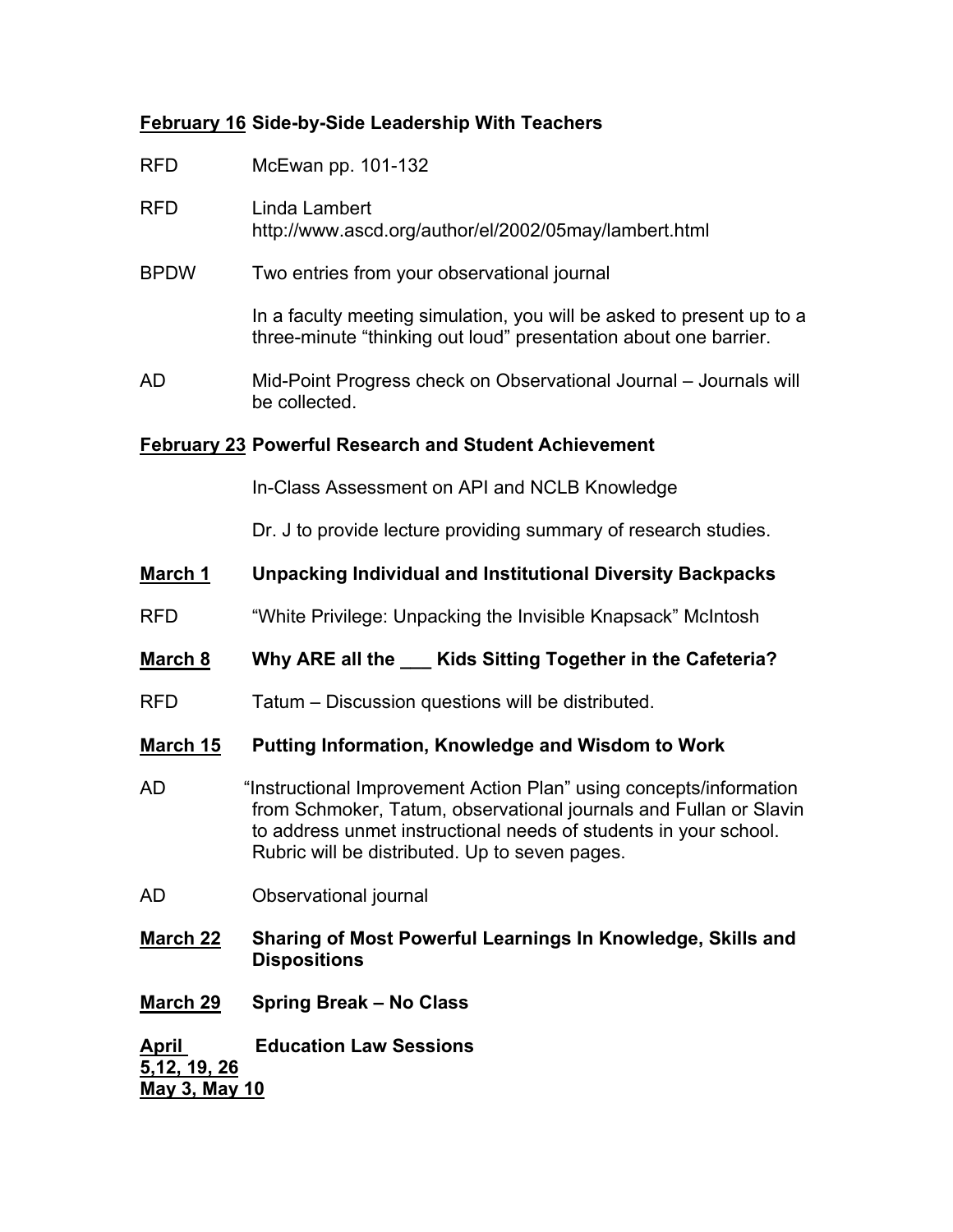**February 16 Side-by-Side Leadership With Teachers**

RFD McEwan pp. 101-132

RFD Linda Lambert
http://www.ascd.org/author/el/2002/05may/lambert.html

BPDW Two entries from your observational journal

In a faculty meeting simulation, you will be asked to present up to a three-minute "thinking out loud" presentation about one barrier.

AD Mid-Point Progress check on Observational Journal – Journals will be collected.

**February 23 Powerful Research and Student Achievement**

In-Class Assessment on API and NCLB Knowledge

Dr. J to provide lecture providing summary of research studies.

**March 1 Unpacking Individual and Institutional Diversity Backpacks**

RFD "White Privilege: Unpacking the Invisible Knapsack" McIntosh

**March 8 Why ARE all the ___ Kids Sitting Together in the Cafeteria?**

RFD Tatum – Discussion questions will be distributed.

**March 15 Putting Information, Knowledge and Wisdom to Work**

AD "Instructional Improvement Action Plan" using concepts/information from Schmoker, Tatum, observational journals and Fullan or Slavin to address unmet instructional needs of students in your school. Rubric will be distributed. Up to seven pages.

AD Observational journal

**March 22 Sharing of Most Powerful Learnings In Knowledge, Skills and Dispositions**

**March 29 Spring Break – No Class**

**April 5,12, 19, 26 May 3, May 10 Education Law Sessions**